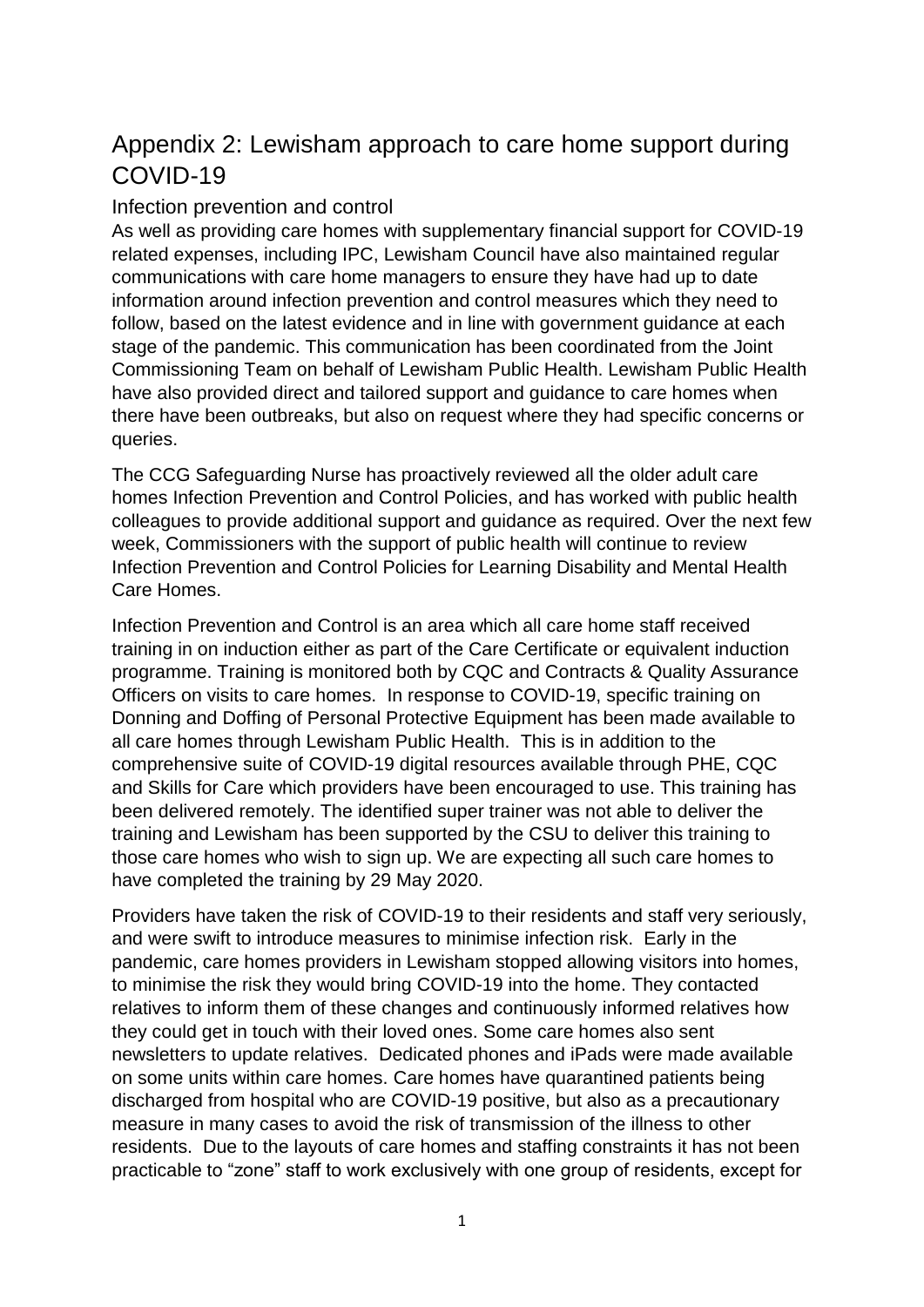# Appendix 2: Lewisham approach to care home support during COVID-19

## Infection prevention and control

As well as providing care homes with supplementary financial support for COVID-19 related expenses, including IPC, Lewisham Council have also maintained regular communications with care home managers to ensure they have had up to date information around infection prevention and control measures which they need to follow, based on the latest evidence and in line with government guidance at each stage of the pandemic. This communication has been coordinated from the Joint Commissioning Team on behalf of Lewisham Public Health. Lewisham Public Health have also provided direct and tailored support and guidance to care homes when there have been outbreaks, but also on request where they had specific concerns or queries.

The CCG Safeguarding Nurse has proactively reviewed all the older adult care homes Infection Prevention and Control Policies, and has worked with public health colleagues to provide additional support and guidance as required. Over the next few week, Commissioners with the support of public health will continue to review Infection Prevention and Control Policies for Learning Disability and Mental Health Care Homes.

Infection Prevention and Control is an area which all care home staff received training in on induction either as part of the Care Certificate or equivalent induction programme. Training is monitored both by CQC and Contracts & Quality Assurance Officers on visits to care homes. In response to COVID-19, specific training on Donning and Doffing of Personal Protective Equipment has been made available to all care homes through Lewisham Public Health. This is in addition to the comprehensive suite of COVID-19 digital resources available through PHE, CQC and Skills for Care which providers have been encouraged to use. This training has been delivered remotely. The identified super trainer was not able to deliver the training and Lewisham has been supported by the CSU to deliver this training to those care homes who wish to sign up. We are expecting all such care homes to have completed the training by 29 May 2020.

Providers have taken the risk of COVID-19 to their residents and staff very seriously, and were swift to introduce measures to minimise infection risk. Early in the pandemic, care homes providers in Lewisham stopped allowing visitors into homes, to minimise the risk they would bring COVID-19 into the home. They contacted relatives to inform them of these changes and continuously informed relatives how they could get in touch with their loved ones. Some care homes also sent newsletters to update relatives. Dedicated phones and iPads were made available on some units within care homes. Care homes have quarantined patients being discharged from hospital who are COVID-19 positive, but also as a precautionary measure in many cases to avoid the risk of transmission of the illness to other residents. Due to the layouts of care homes and staffing constraints it has not been practicable to "zone" staff to work exclusively with one group of residents, except for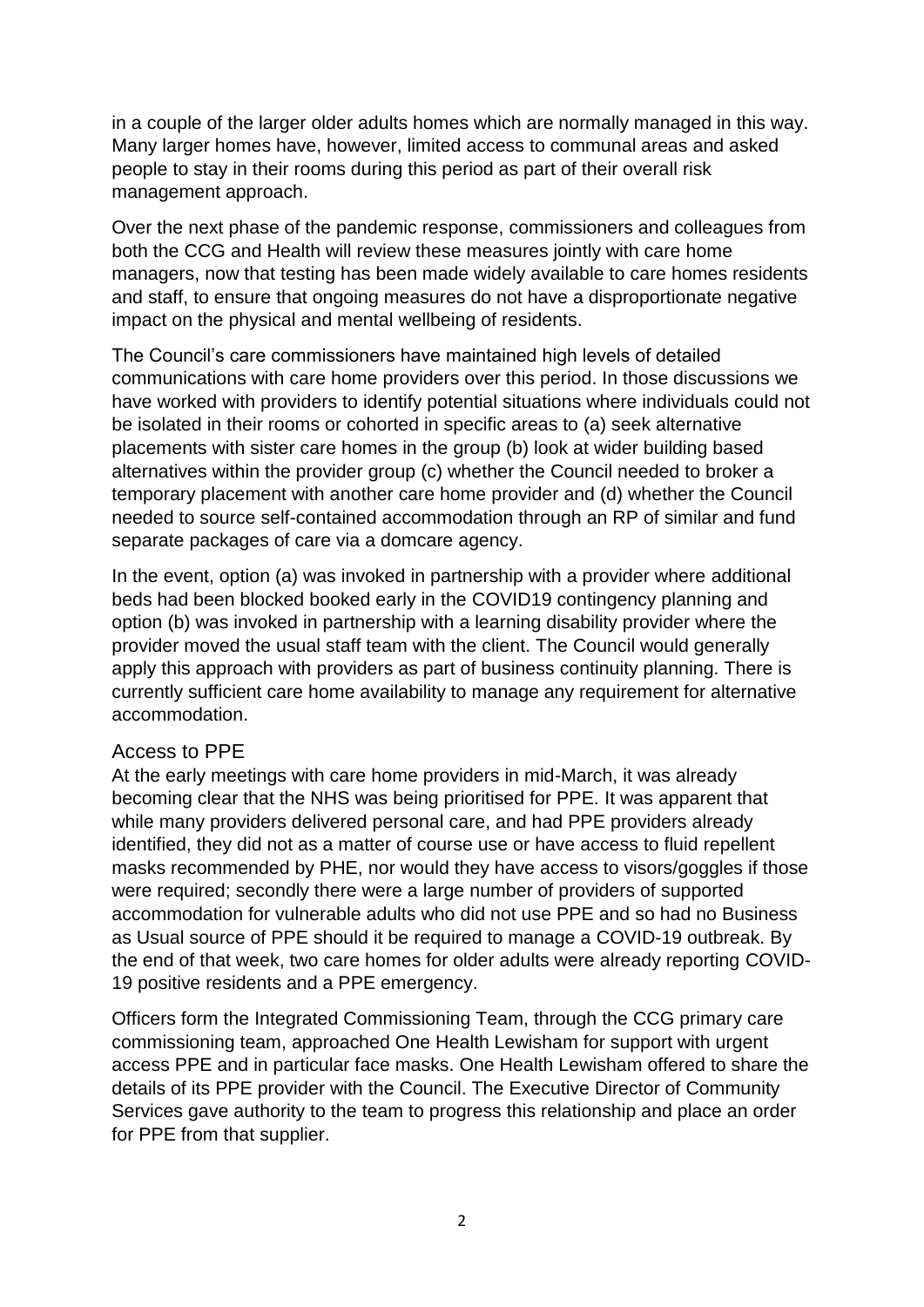in a couple of the larger older adults homes which are normally managed in this way. Many larger homes have, however, limited access to communal areas and asked people to stay in their rooms during this period as part of their overall risk management approach.

Over the next phase of the pandemic response, commissioners and colleagues from both the CCG and Health will review these measures jointly with care home managers, now that testing has been made widely available to care homes residents and staff, to ensure that ongoing measures do not have a disproportionate negative impact on the physical and mental wellbeing of residents.

The Council's care commissioners have maintained high levels of detailed communications with care home providers over this period. In those discussions we have worked with providers to identify potential situations where individuals could not be isolated in their rooms or cohorted in specific areas to (a) seek alternative placements with sister care homes in the group (b) look at wider building based alternatives within the provider group (c) whether the Council needed to broker a temporary placement with another care home provider and (d) whether the Council needed to source self-contained accommodation through an RP of similar and fund separate packages of care via a domcare agency.

In the event, option (a) was invoked in partnership with a provider where additional beds had been blocked booked early in the COVID19 contingency planning and option (b) was invoked in partnership with a learning disability provider where the provider moved the usual staff team with the client. The Council would generally apply this approach with providers as part of business continuity planning. There is currently sufficient care home availability to manage any requirement for alternative accommodation.

## Access to PPE

At the early meetings with care home providers in mid-March, it was already becoming clear that the NHS was being prioritised for PPE. It was apparent that while many providers delivered personal care, and had PPE providers already identified, they did not as a matter of course use or have access to fluid repellent masks recommended by PHE, nor would they have access to visors/goggles if those were required; secondly there were a large number of providers of supported accommodation for vulnerable adults who did not use PPE and so had no Business as Usual source of PPE should it be required to manage a COVID-19 outbreak. By the end of that week, two care homes for older adults were already reporting COVID-19 positive residents and a PPE emergency.

Officers form the Integrated Commissioning Team, through the CCG primary care commissioning team, approached One Health Lewisham for support with urgent access PPE and in particular face masks. One Health Lewisham offered to share the details of its PPE provider with the Council. The Executive Director of Community Services gave authority to the team to progress this relationship and place an order for PPE from that supplier.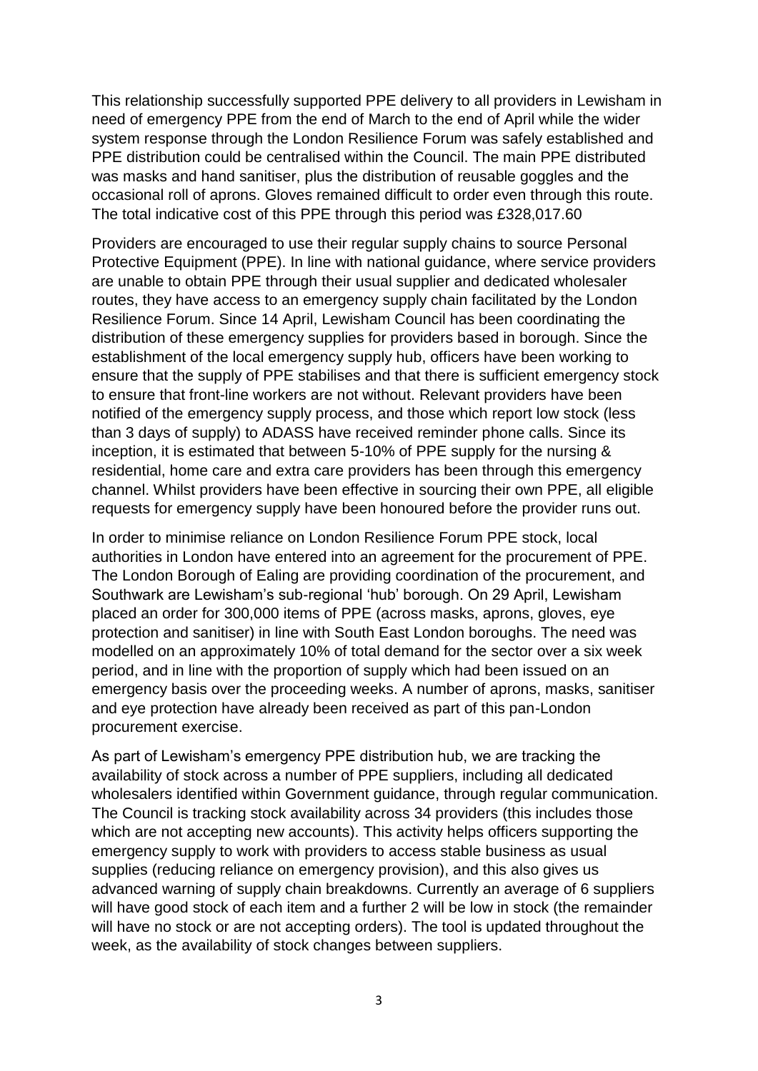This relationship successfully supported PPE delivery to all providers in Lewisham in need of emergency PPE from the end of March to the end of April while the wider system response through the London Resilience Forum was safely established and PPE distribution could be centralised within the Council. The main PPE distributed was masks and hand sanitiser, plus the distribution of reusable goggles and the occasional roll of aprons. Gloves remained difficult to order even through this route. The total indicative cost of this PPE through this period was £328,017.60

Providers are encouraged to use their regular supply chains to source Personal Protective Equipment (PPE). In line with national guidance, where service providers are unable to obtain PPE through their usual supplier and dedicated wholesaler routes, they have access to an emergency supply chain facilitated by the London Resilience Forum. Since 14 April, Lewisham Council has been coordinating the distribution of these emergency supplies for providers based in borough. Since the establishment of the local emergency supply hub, officers have been working to ensure that the supply of PPE stabilises and that there is sufficient emergency stock to ensure that front-line workers are not without. Relevant providers have been notified of the emergency supply process, and those which report low stock (less than 3 days of supply) to ADASS have received reminder phone calls. Since its inception, it is estimated that between 5-10% of PPE supply for the nursing & residential, home care and extra care providers has been through this emergency channel. Whilst providers have been effective in sourcing their own PPE, all eligible requests for emergency supply have been honoured before the provider runs out.

In order to minimise reliance on London Resilience Forum PPE stock, local authorities in London have entered into an agreement for the procurement of PPE. The London Borough of Ealing are providing coordination of the procurement, and Southwark are Lewisham's sub-regional 'hub' borough. On 29 April, Lewisham placed an order for 300,000 items of PPE (across masks, aprons, gloves, eye protection and sanitiser) in line with South East London boroughs. The need was modelled on an approximately 10% of total demand for the sector over a six week period, and in line with the proportion of supply which had been issued on an emergency basis over the proceeding weeks. A number of aprons, masks, sanitiser and eye protection have already been received as part of this pan-London procurement exercise.

As part of Lewisham's emergency PPE distribution hub, we are tracking the availability of stock across a number of PPE suppliers, including all dedicated wholesalers identified within Government guidance, through regular communication. The Council is tracking stock availability across 34 providers (this includes those which are not accepting new accounts). This activity helps officers supporting the emergency supply to work with providers to access stable business as usual supplies (reducing reliance on emergency provision), and this also gives us advanced warning of supply chain breakdowns. Currently an average of 6 suppliers will have good stock of each item and a further 2 will be low in stock (the remainder will have no stock or are not accepting orders). The tool is updated throughout the week, as the availability of stock changes between suppliers.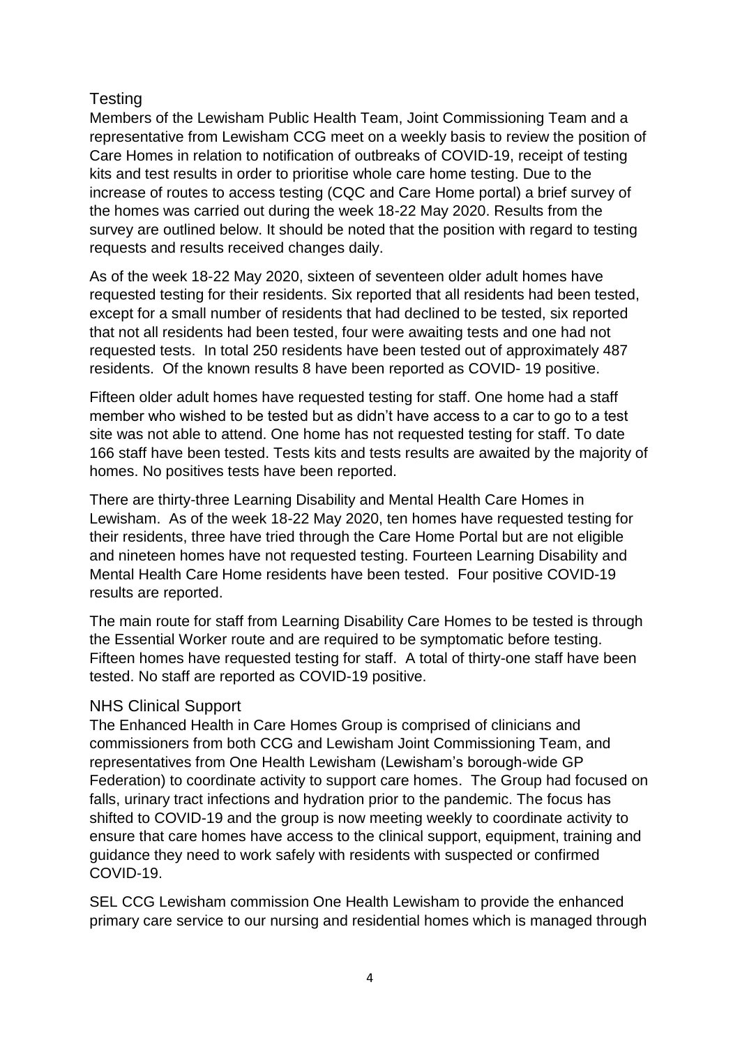## Testing

Members of the Lewisham Public Health Team, Joint Commissioning Team and a representative from Lewisham CCG meet on a weekly basis to review the position of Care Homes in relation to notification of outbreaks of COVID-19, receipt of testing kits and test results in order to prioritise whole care home testing. Due to the increase of routes to access testing (CQC and Care Home portal) a brief survey of the homes was carried out during the week 18-22 May 2020. Results from the survey are outlined below. It should be noted that the position with regard to testing requests and results received changes daily.

As of the week 18-22 May 2020, sixteen of seventeen older adult homes have requested testing for their residents. Six reported that all residents had been tested, except for a small number of residents that had declined to be tested, six reported that not all residents had been tested, four were awaiting tests and one had not requested tests. In total 250 residents have been tested out of approximately 487 residents. Of the known results 8 have been reported as COVID- 19 positive.

Fifteen older adult homes have requested testing for staff. One home had a staff member who wished to be tested but as didn't have access to a car to go to a test site was not able to attend. One home has not requested testing for staff. To date 166 staff have been tested. Tests kits and tests results are awaited by the majority of homes. No positives tests have been reported.

There are thirty-three Learning Disability and Mental Health Care Homes in Lewisham. As of the week 18-22 May 2020, ten homes have requested testing for their residents, three have tried through the Care Home Portal but are not eligible and nineteen homes have not requested testing. Fourteen Learning Disability and Mental Health Care Home residents have been tested. Four positive COVID-19 results are reported.

The main route for staff from Learning Disability Care Homes to be tested is through the Essential Worker route and are required to be symptomatic before testing. Fifteen homes have requested testing for staff. A total of thirty-one staff have been tested. No staff are reported as COVID-19 positive.

## NHS Clinical Support

The Enhanced Health in Care Homes Group is comprised of clinicians and commissioners from both CCG and Lewisham Joint Commissioning Team, and representatives from One Health Lewisham (Lewisham's borough-wide GP Federation) to coordinate activity to support care homes. The Group had focused on falls, urinary tract infections and hydration prior to the pandemic. The focus has shifted to COVID-19 and the group is now meeting weekly to coordinate activity to ensure that care homes have access to the clinical support, equipment, training and guidance they need to work safely with residents with suspected or confirmed COVID-19.

SEL CCG Lewisham commission One Health Lewisham to provide the enhanced primary care service to our nursing and residential homes which is managed through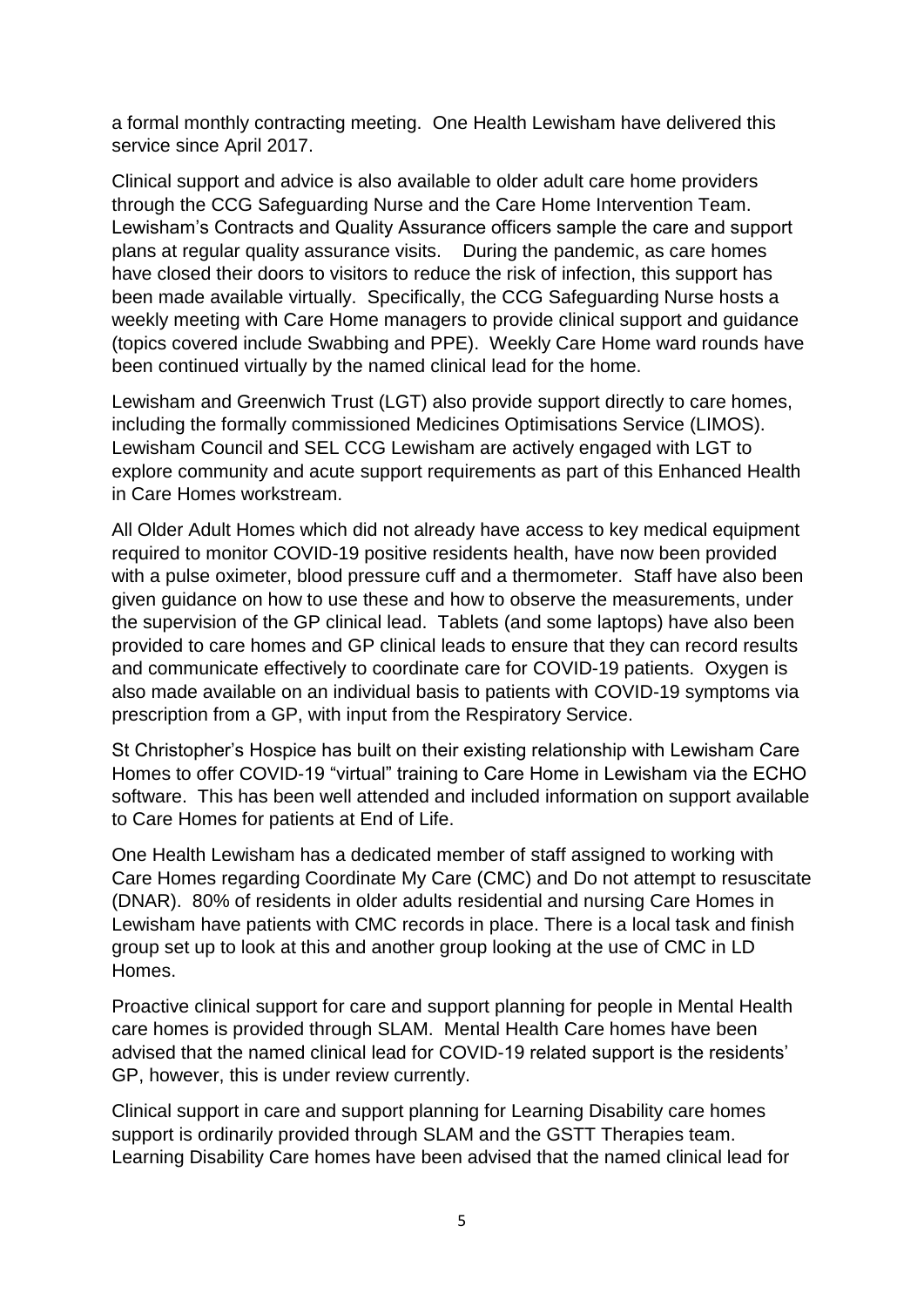a formal monthly contracting meeting. One Health Lewisham have delivered this service since April 2017.

Clinical support and advice is also available to older adult care home providers through the CCG Safeguarding Nurse and the Care Home Intervention Team. Lewisham's Contracts and Quality Assurance officers sample the care and support plans at regular quality assurance visits. During the pandemic, as care homes have closed their doors to visitors to reduce the risk of infection, this support has been made available virtually. Specifically, the CCG Safeguarding Nurse hosts a weekly meeting with Care Home managers to provide clinical support and guidance (topics covered include Swabbing and PPE). Weekly Care Home ward rounds have been continued virtually by the named clinical lead for the home.

Lewisham and Greenwich Trust (LGT) also provide support directly to care homes, including the formally commissioned Medicines Optimisations Service (LIMOS). Lewisham Council and SEL CCG Lewisham are actively engaged with LGT to explore community and acute support requirements as part of this Enhanced Health in Care Homes workstream.

All Older Adult Homes which did not already have access to key medical equipment required to monitor COVID-19 positive residents health, have now been provided with a pulse oximeter, blood pressure cuff and a thermometer. Staff have also been given guidance on how to use these and how to observe the measurements, under the supervision of the GP clinical lead. Tablets (and some laptops) have also been provided to care homes and GP clinical leads to ensure that they can record results and communicate effectively to coordinate care for COVID-19 patients. Oxygen is also made available on an individual basis to patients with COVID-19 symptoms via prescription from a GP, with input from the Respiratory Service.

St Christopher's Hospice has built on their existing relationship with Lewisham Care Homes to offer COVID-19 "virtual" training to Care Home in Lewisham via the ECHO software. This has been well attended and included information on support available to Care Homes for patients at End of Life.

One Health Lewisham has a dedicated member of staff assigned to working with Care Homes regarding Coordinate My Care (CMC) and Do not attempt to resuscitate (DNAR). 80% of residents in older adults residential and nursing Care Homes in Lewisham have patients with CMC records in place. There is a local task and finish group set up to look at this and another group looking at the use of CMC in LD Homes.

Proactive clinical support for care and support planning for people in Mental Health care homes is provided through SLAM. Mental Health Care homes have been advised that the named clinical lead for COVID-19 related support is the residents' GP, however, this is under review currently.

Clinical support in care and support planning for Learning Disability care homes support is ordinarily provided through SLAM and the GSTT Therapies team. Learning Disability Care homes have been advised that the named clinical lead for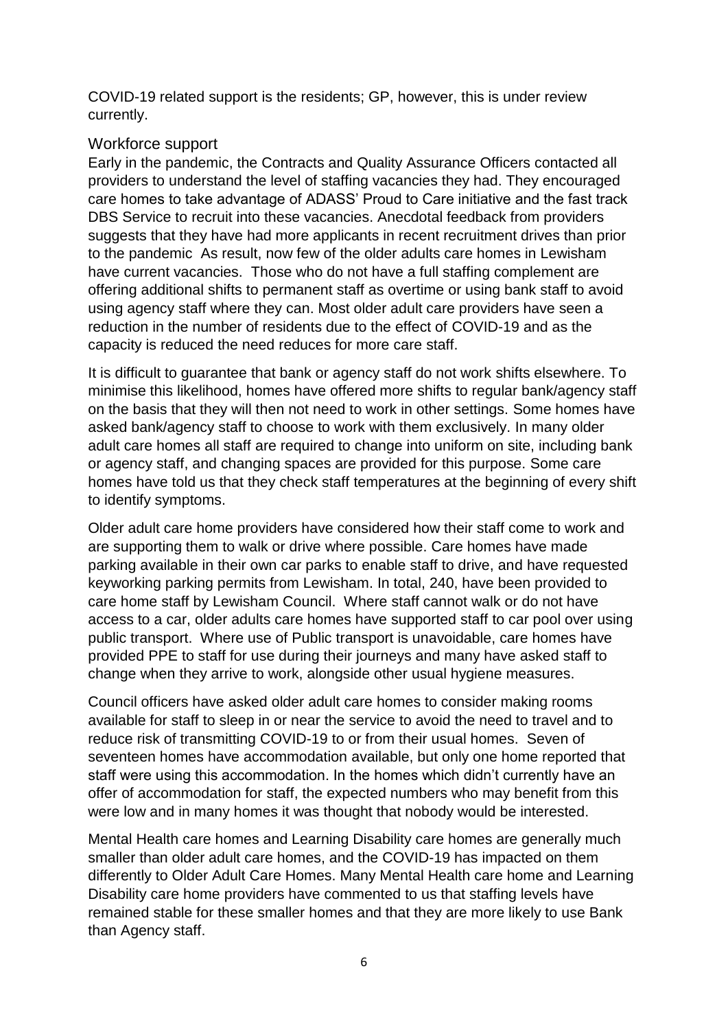COVID-19 related support is the residents; GP, however, this is under review currently.

## Workforce support

Early in the pandemic, the Contracts and Quality Assurance Officers contacted all providers to understand the level of staffing vacancies they had. They encouraged care homes to take advantage of ADASS' Proud to Care initiative and the fast track DBS Service to recruit into these vacancies. Anecdotal feedback from providers suggests that they have had more applicants in recent recruitment drives than prior to the pandemic As result, now few of the older adults care homes in Lewisham have current vacancies. Those who do not have a full staffing complement are offering additional shifts to permanent staff as overtime or using bank staff to avoid using agency staff where they can. Most older adult care providers have seen a reduction in the number of residents due to the effect of COVID-19 and as the capacity is reduced the need reduces for more care staff.

It is difficult to guarantee that bank or agency staff do not work shifts elsewhere. To minimise this likelihood, homes have offered more shifts to regular bank/agency staff on the basis that they will then not need to work in other settings. Some homes have asked bank/agency staff to choose to work with them exclusively. In many older adult care homes all staff are required to change into uniform on site, including bank or agency staff, and changing spaces are provided for this purpose. Some care homes have told us that they check staff temperatures at the beginning of every shift to identify symptoms.

Older adult care home providers have considered how their staff come to work and are supporting them to walk or drive where possible. Care homes have made parking available in their own car parks to enable staff to drive, and have requested keyworking parking permits from Lewisham. In total, 240, have been provided to care home staff by Lewisham Council. Where staff cannot walk or do not have access to a car, older adults care homes have supported staff to car pool over using public transport. Where use of Public transport is unavoidable, care homes have provided PPE to staff for use during their journeys and many have asked staff to change when they arrive to work, alongside other usual hygiene measures.

Council officers have asked older adult care homes to consider making rooms available for staff to sleep in or near the service to avoid the need to travel and to reduce risk of transmitting COVID-19 to or from their usual homes. Seven of seventeen homes have accommodation available, but only one home reported that staff were using this accommodation. In the homes which didn't currently have an offer of accommodation for staff, the expected numbers who may benefit from this were low and in many homes it was thought that nobody would be interested.

Mental Health care homes and Learning Disability care homes are generally much smaller than older adult care homes, and the COVID-19 has impacted on them differently to Older Adult Care Homes. Many Mental Health care home and Learning Disability care home providers have commented to us that staffing levels have remained stable for these smaller homes and that they are more likely to use Bank than Agency staff.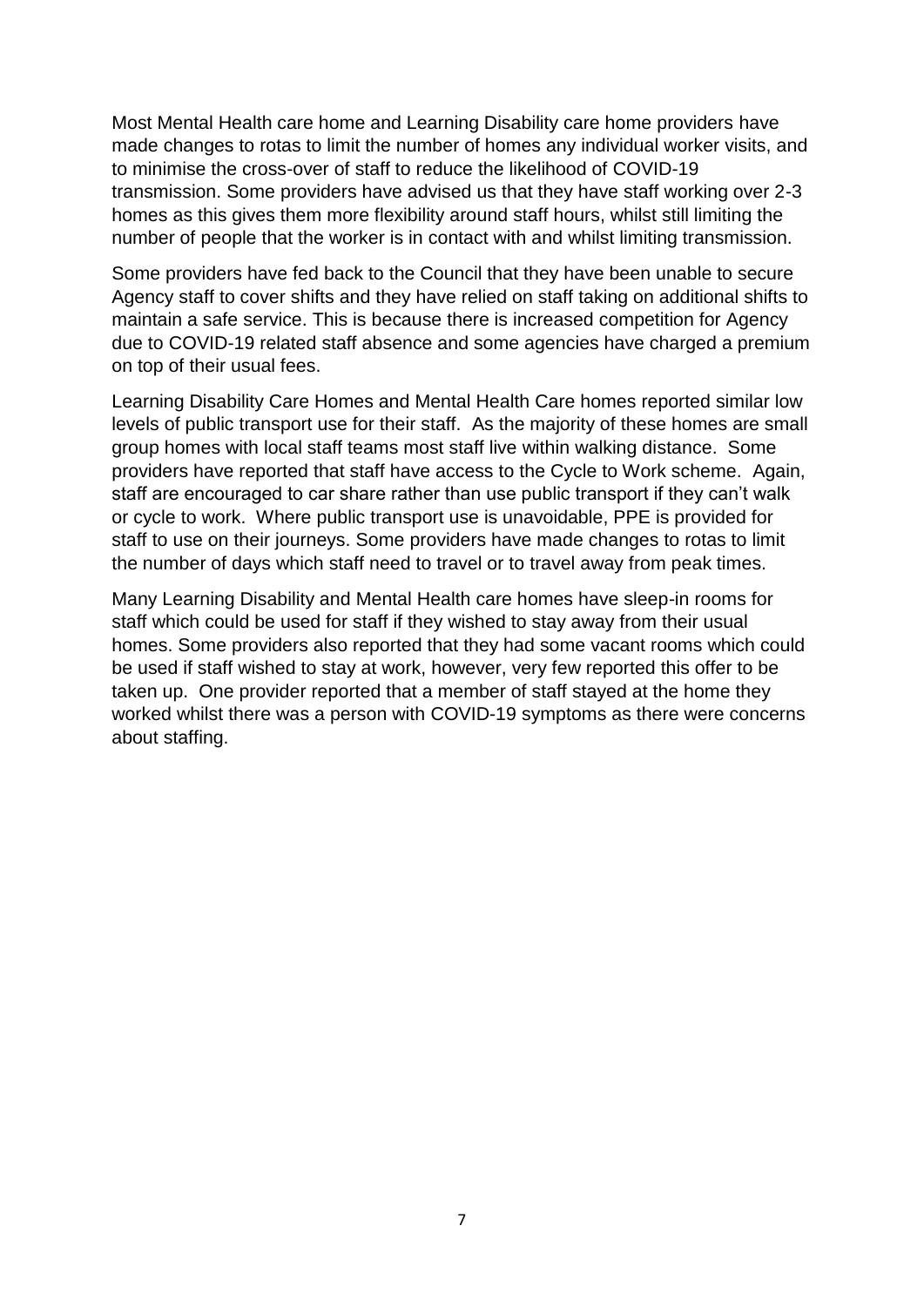Most Mental Health care home and Learning Disability care home providers have made changes to rotas to limit the number of homes any individual worker visits, and to minimise the cross-over of staff to reduce the likelihood of COVID-19 transmission. Some providers have advised us that they have staff working over 2-3 homes as this gives them more flexibility around staff hours, whilst still limiting the number of people that the worker is in contact with and whilst limiting transmission.

Some providers have fed back to the Council that they have been unable to secure Agency staff to cover shifts and they have relied on staff taking on additional shifts to maintain a safe service. This is because there is increased competition for Agency due to COVID-19 related staff absence and some agencies have charged a premium on top of their usual fees.

Learning Disability Care Homes and Mental Health Care homes reported similar low levels of public transport use for their staff. As the majority of these homes are small group homes with local staff teams most staff live within walking distance. Some providers have reported that staff have access to the Cycle to Work scheme. Again, staff are encouraged to car share rather than use public transport if they can't walk or cycle to work. Where public transport use is unavoidable, PPE is provided for staff to use on their journeys. Some providers have made changes to rotas to limit the number of days which staff need to travel or to travel away from peak times.

Many Learning Disability and Mental Health care homes have sleep-in rooms for staff which could be used for staff if they wished to stay away from their usual homes. Some providers also reported that they had some vacant rooms which could be used if staff wished to stay at work, however, very few reported this offer to be taken up. One provider reported that a member of staff stayed at the home they worked whilst there was a person with COVID-19 symptoms as there were concerns about staffing.